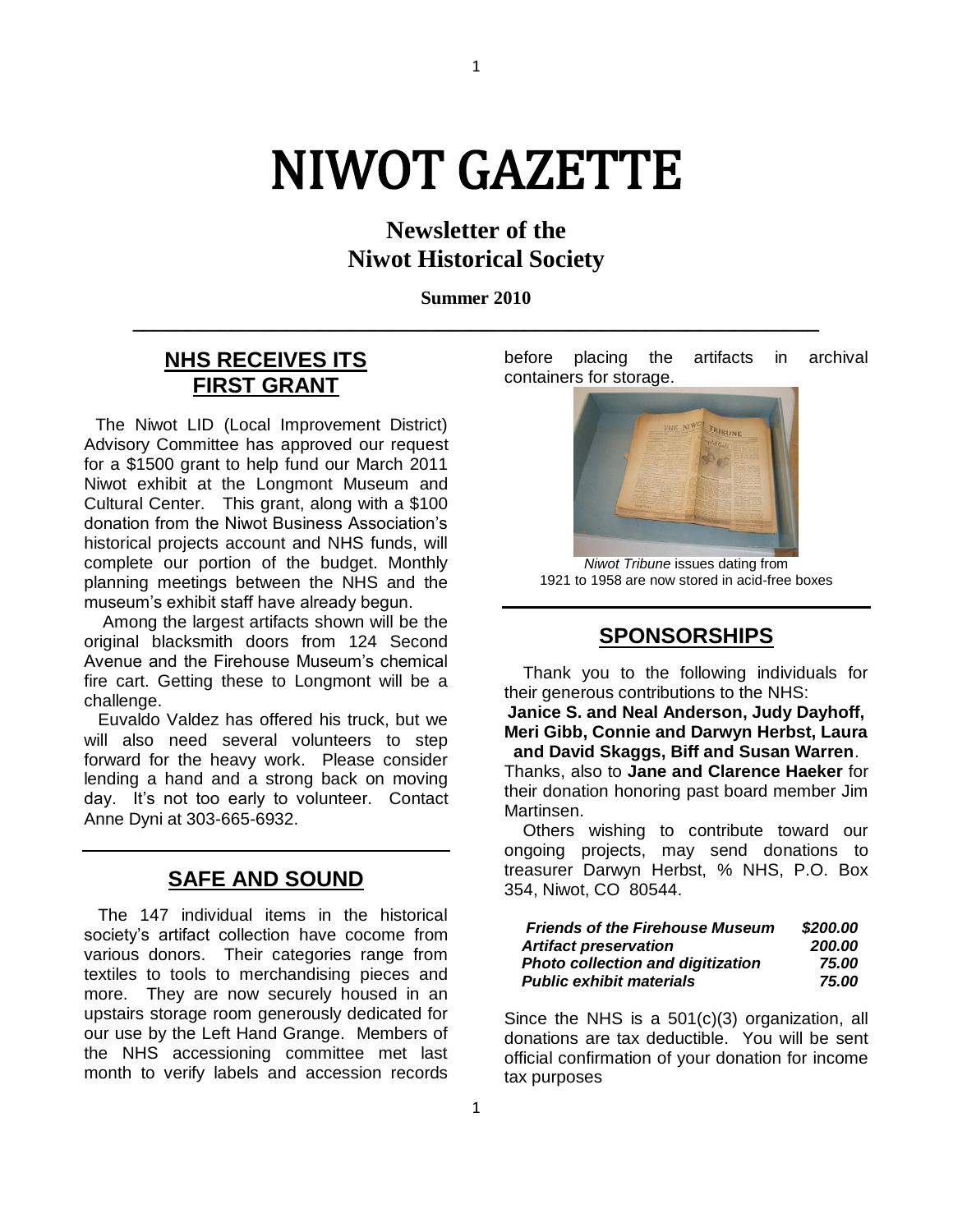# NIWOT GAZETTE

## Newsletter of the Niwot Historical Society

**Summer 2010**

---

## NHS RECEIVES ITS FIRST GRANT

The Niwot LID (Local Improvement District) Advisory Committee has approved our request for a $1500 grant to help fund our March 2011 Niwot exhibit at the Longmont Museum and Cultural Center. This grant, along with a $100 donation from the Niwot Business Association's historical projects account and NHS funds, will complete our portion of the budget. Monthly planning meetings between the NHS and the museum's exhibit staff have already begun.

Among the largest artifacts shown will be the original blacksmith doors from 124 Second Avenue and the Firehouse Museum's chemical fire cart. Getting these to Longmont will be a challenge.

Euvaldo Valdez has offered his truck, but we will also need several volunteers to step forward for the heavy work. Please consider lending a hand and a strong back on moving day. It's not too early to volunteer. Contact Anne Dyni at 303-665-6932.

## SAFE AND SOUND

The 147 individual items in the historical society's artifact collection have cocome from various donors. Their categories range from textiles to tools to merchandising pieces and more. They are now securely housed in an upstairs storage room generously dedicated for our use by the Left Hand Grange. Members of the NHS accessioning committee met last month to verify labels and accession records before placing the artifacts in archival containers for storage.

*Niwot Tribune* issues dating from 1921 to 1958 are now stored in acid-free boxes

## SPONSORSHIPS

Thank you to the following individuals for their generous contributions to the NHS: **Janice S. and Neal Anderson, Judy Dayhoff, Meri Gibb, Connie and Darwyn Herbst, Laura and David Skaggs, Biff and Susan Warren**. Thanks, also to **Jane and Clarence Haeker** for their donation honoring past board member Jim Martinsen.

Others wishing to contribute toward our ongoing projects, may send donations to treasurer Darwyn Herbst, % NHS, P.O. Box 354, Niwot, CO 80544.

| | |
|---|---|
| ***Friends of the Firehouse Museum*** | ***$200.00*** |
| ***Artifact preservation*** | ***200.00*** |
| ***Photo collection and digitization*** | ***75.00*** |
| ***Public exhibit materials*** | ***75.00*** |

Since the NHS is a 501(c)(3) organization, all donations are tax deductible. You will be sent official confirmation of your donation for income tax purposes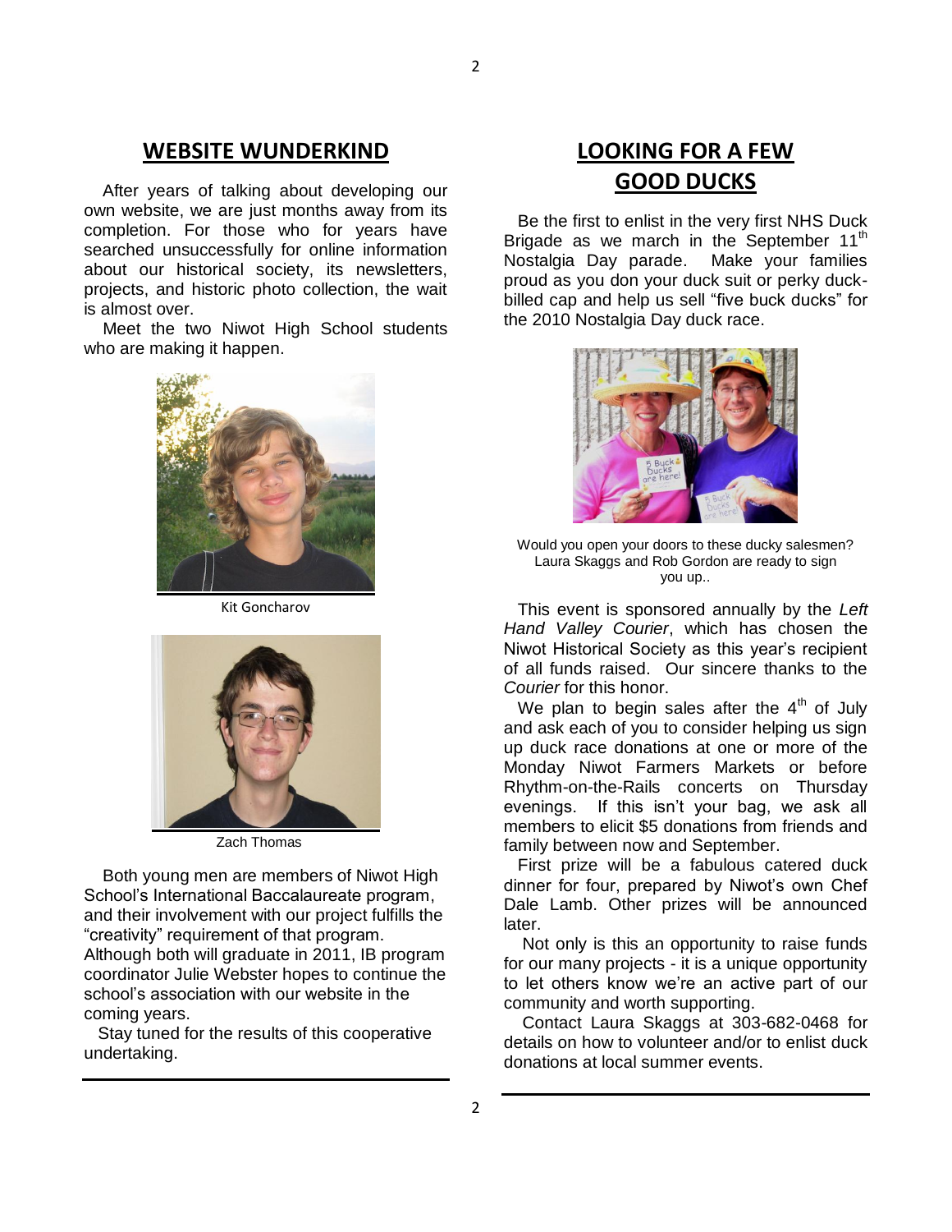## WEBSITE WUNDERKIND

After years of talking about developing our own website, we are just months away from its completion. For those who for years have searched unsuccessfully for online information about our historical society, its newsletters, projects, and historic photo collection, the wait is almost over.

Meet the two Niwot High School students who are making it happen.

Kit Goncharov

Zach Thomas

Both young men are members of Niwot High School's International Baccalaureate program, and their involvement with our project fulfills the "creativity" requirement of that program. Although both will graduate in 2011, IB program coordinator Julie Webster hopes to continue the school's association with our website in the coming years.

Stay tuned for the results of this cooperative undertaking.

## LOOKING FOR A FEW GOOD DUCKS

Be the first to enlist in the very first NHS Duck Brigade as we march in the September 11th Nostalgia Day parade. Make your families proud as you don your duck suit or perky duck-billed cap and help us sell "five buck ducks" for the 2010 Nostalgia Day duck race.

Would you open your doors to these ducky salesmen? Laura Skaggs and Rob Gordon are ready to sign you up..

This event is sponsored annually by the *Left Hand Valley Courier*, which has chosen the Niwot Historical Society as this year's recipient of all funds raised. Our sincere thanks to the *Courier* for this honor.

We plan to begin sales after the 4th of July and ask each of you to consider helping us sign up duck race donations at one or more of the Monday Niwot Farmers Markets or before Rhythm-on-the-Rails concerts on Thursday evenings. If this isn't your bag, we ask all members to elicit $5 donations from friends and family between now and September.

First prize will be a fabulous catered duck dinner for four, prepared by Niwot's own Chef Dale Lamb. Other prizes will be announced later.

Not only is this an opportunity to raise funds for our many projects - it is a unique opportunity to let others know we're an active part of our community and worth supporting.

Contact Laura Skaggs at 303-682-0468 for details on how to volunteer and/or to enlist duck donations at local summer events.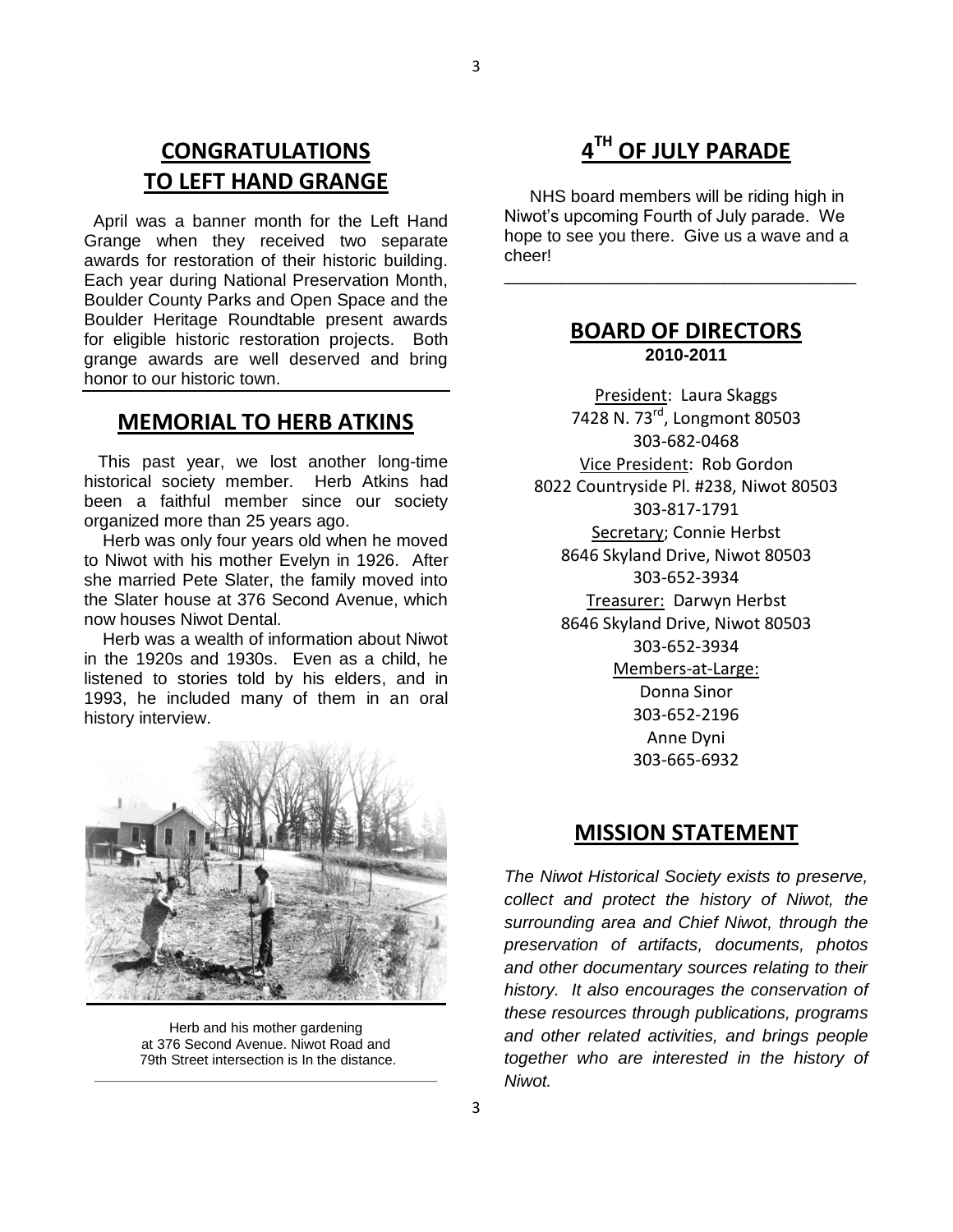## CONGRATULATIONS TO LEFT HAND GRANGE

April was a banner month for the Left Hand Grange when they received two separate awards for restoration of their historic building. Each year during National Preservation Month, Boulder County Parks and Open Space and the Boulder Heritage Roundtable present awards for eligible historic restoration projects. Both grange awards are well deserved and bring honor to our historic town.

## MEMORIAL TO HERB ATKINS

This past year, we lost another long-time historical society member. Herb Atkins had been a faithful member since our society organized more than 25 years ago.

Herb was only four years old when he moved to Niwot with his mother Evelyn in 1926. After she married Pete Slater, the family moved into the Slater house at 376 Second Avenue, which now houses Niwot Dental.

Herb was a wealth of information about Niwot in the 1920s and 1930s. Even as a child, he listened to stories told by his elders, and in 1993, he included many of them in an oral history interview.

Herb and his mother gardening at 376 Second Avenue. Niwot Road and 79th Street intersection is In the distance.

## 4TH OF JULY PARADE

NHS board members will be riding high in Niwot's upcoming Fourth of July parade. We hope to see you there. Give us a wave and a cheer!

## BOARD OF DIRECTORS

**2010-2011**

President: Laura Skaggs
7428 N. 73rd, Longmont 80503
303-682-0468

Vice President: Rob Gordon
8022 Countryside Pl. #238, Niwot 80503
303-817-1791

Secretary; Connie Herbst
8646 Skyland Drive, Niwot 80503
303-652-3934

Treasurer: Darwyn Herbst
8646 Skyland Drive, Niwot 80503
303-652-3934

Members-at-Large:
Donna Sinor
303-652-2196
Anne Dyni
303-665-6932

## MISSION STATEMENT

*The Niwot Historical Society exists to preserve, collect and protect the history of Niwot, the surrounding area and Chief Niwot, through the preservation of artifacts, documents, photos and other documentary sources relating to their history. It also encourages the conservation of these resources through publications, programs and other related activities, and brings people together who are interested in the history of Niwot.*